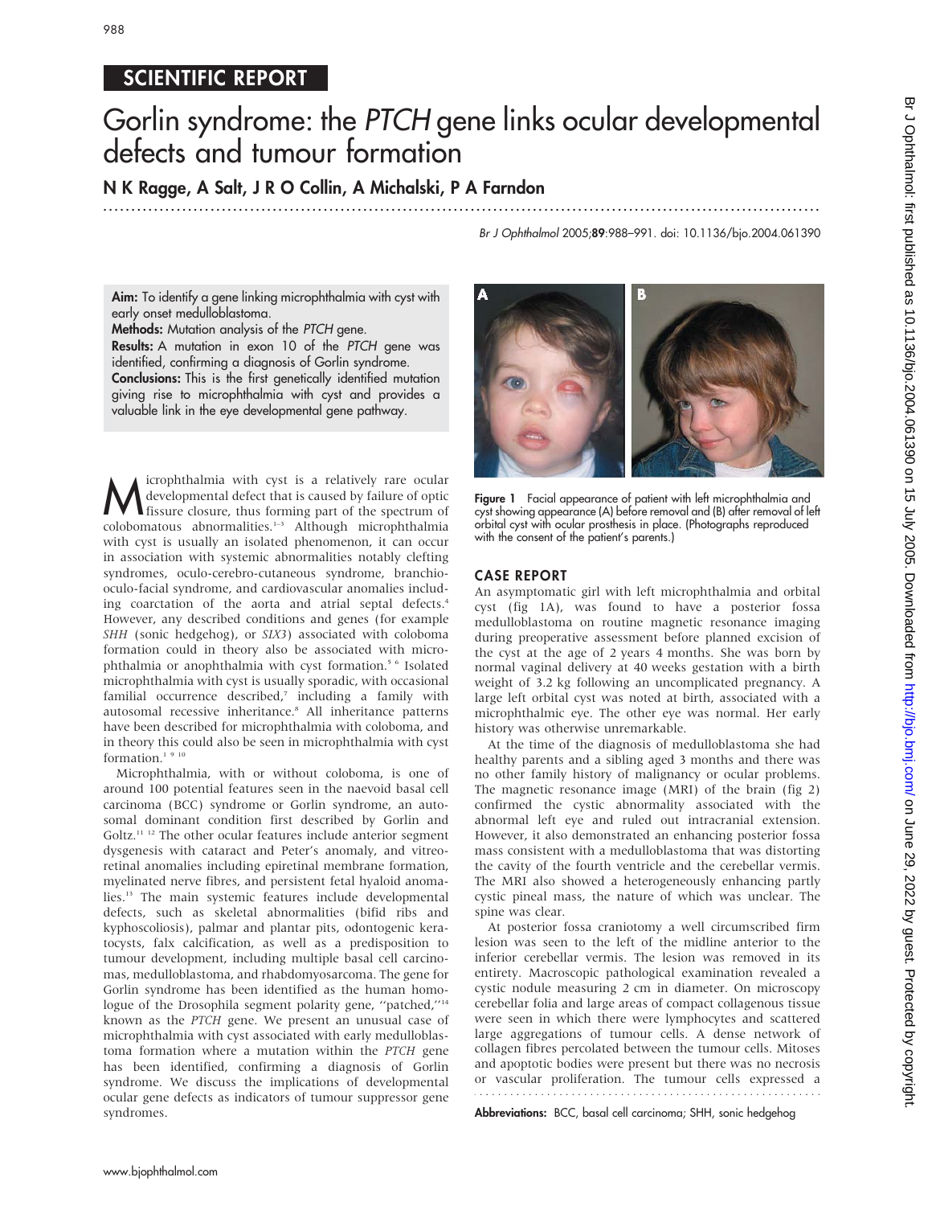## SCIENTIFIC REPORT

# Gorlin syndrome: the *PTCH* gene links ocular developmental defects and tumour formation

**N K Ragge, A Salt, J R O Collin, A Michalski, P A Farndon**

Br J Ophthalmol 2005;89:988–991. doi: 10.1136/bjo.2004.061390

**Aim:** To identify a gene linking microphthalmia with cyst with early onset medulloblastoma.

**Methods:** Mutation analysis of the *PTCH* gene.

**Results:** A mutation in exon 10 of the *PTCH* gene was identified, confirming a diagnosis of Gorlin syndrome.

**Conclusions:** This is the first genetically identified mutation giving rise to microphthalmia with cyst and provides a valuable link in the eye developmental gene pathway.

Microphthalmia with cyst is a relatively rare ocular developmental defect that is caused by failure of optic fissure closure, thus forming part of the spectrum of colobomatous abnormalities.[1–3] Although microphthalmia with cyst is usually an isolated phenomenon, it can occur in association with systemic abnormalities notably clefting syndromes, oculo-cerebro-cutaneous syndrome, branchio-oculo-facial syndrome, and cardiovascular anomalies including coarctation of the aorta and atrial septal defects.[4] However, any described conditions and genes (for example *SHH* (sonic hedgehog), or *SIX3*) associated with coloboma formation could in theory also be associated with microphthalmia or anophthalmia with cyst formation.[5 6] Isolated microphthalmia with cyst is usually sporadic, with occasional familial occurrence described,[7] including a family with autosomal recessive inheritance.[8] All inheritance patterns have been described for microphthalmia with coloboma, and in theory this could also be seen in microphthalmia with cyst formation.[1 9 10]

Microphthalmia, with or without coloboma, is one of around 100 potential features seen in the naevoid basal cell carcinoma (BCC) syndrome or Gorlin syndrome, an autosomal dominant condition first described by Gorlin and Goltz.[11 12] The other ocular features include anterior segment dysgenesis with cataract and Peter's anomaly, and vitreoretinal anomalies including epiretinal membrane formation, myelinated nerve fibres, and persistent fetal hyaloid anomalies.[13] The main systemic features include developmental defects, such as skeletal abnormalities (bifid ribs and kyphoscoliosis), palmar and plantar pits, odontogenic keratocysts, falx calcification, as well as a predisposition to tumour development, including multiple basal cell carcinomas, medulloblastoma, and rhabdomyosarcoma. The gene for Gorlin syndrome has been identified as the human homologue of the Drosophila segment polarity gene, "patched,"[14] known as the *PTCH* gene. We present an unusual case of microphthalmia with cyst associated with early medulloblastoma formation where a mutation within the *PTCH* gene has been identified, confirming a diagnosis of Gorlin syndrome. We discuss the implications of developmental ocular gene defects as indicators of tumour suppressor gene syndromes.

**Figure 1** Facial appearance of patient with left microphthalmia and cyst showing appearance (A) before removal and (B) after removal of left orbital cyst with ocular prosthesis in place. (Photographs reproduced with the consent of the patient's parents.)

## CASE REPORT

An asymptomatic girl with left microphthalmia and orbital cyst (fig 1A), was found to have a posterior fossa medulloblastoma on routine magnetic resonance imaging during preoperative assessment before planned excision of the cyst at the age of 2 years 4 months. She was born by normal vaginal delivery at 40 weeks gestation with a birth weight of 3.2 kg following an uncomplicated pregnancy. A large left orbital cyst was noted at birth, associated with a microphthalmic eye. The other eye was normal. Her early history was otherwise unremarkable.

At the time of the diagnosis of medulloblastoma she had healthy parents and a sibling aged 3 months and there was no other family history of malignancy or ocular problems. The magnetic resonance image (MRI) of the brain (fig 2) confirmed the cystic abnormality associated with the abnormal left eye and ruled out intracranial extension. However, it also demonstrated an enhancing posterior fossa mass consistent with a medulloblastoma that was distorting the cavity of the fourth ventricle and the cerebellar vermis. The MRI also showed a heterogeneously enhancing partly cystic pineal mass, the nature of which was unclear. The spine was clear.

At posterior fossa craniotomy a well circumscribed firm lesion was seen to the left of the midline anterior to the inferior cerebellar vermis. The lesion was removed in its entirety. Macroscopic pathological examination revealed a cystic nodule measuring 2 cm in diameter. On microscopy cerebellar folia and large areas of compact collagenous tissue were seen in which there were lymphocytes and scattered large aggregations of tumour cells. A dense network of collagen fibres percolated between the tumour cells. Mitoses and apoptotic bodies were present but there was no necrosis or vascular proliferation. The tumour cells expressed a

**Abbreviations:** BCC, basal cell carcinoma; SHH, sonic hedgehog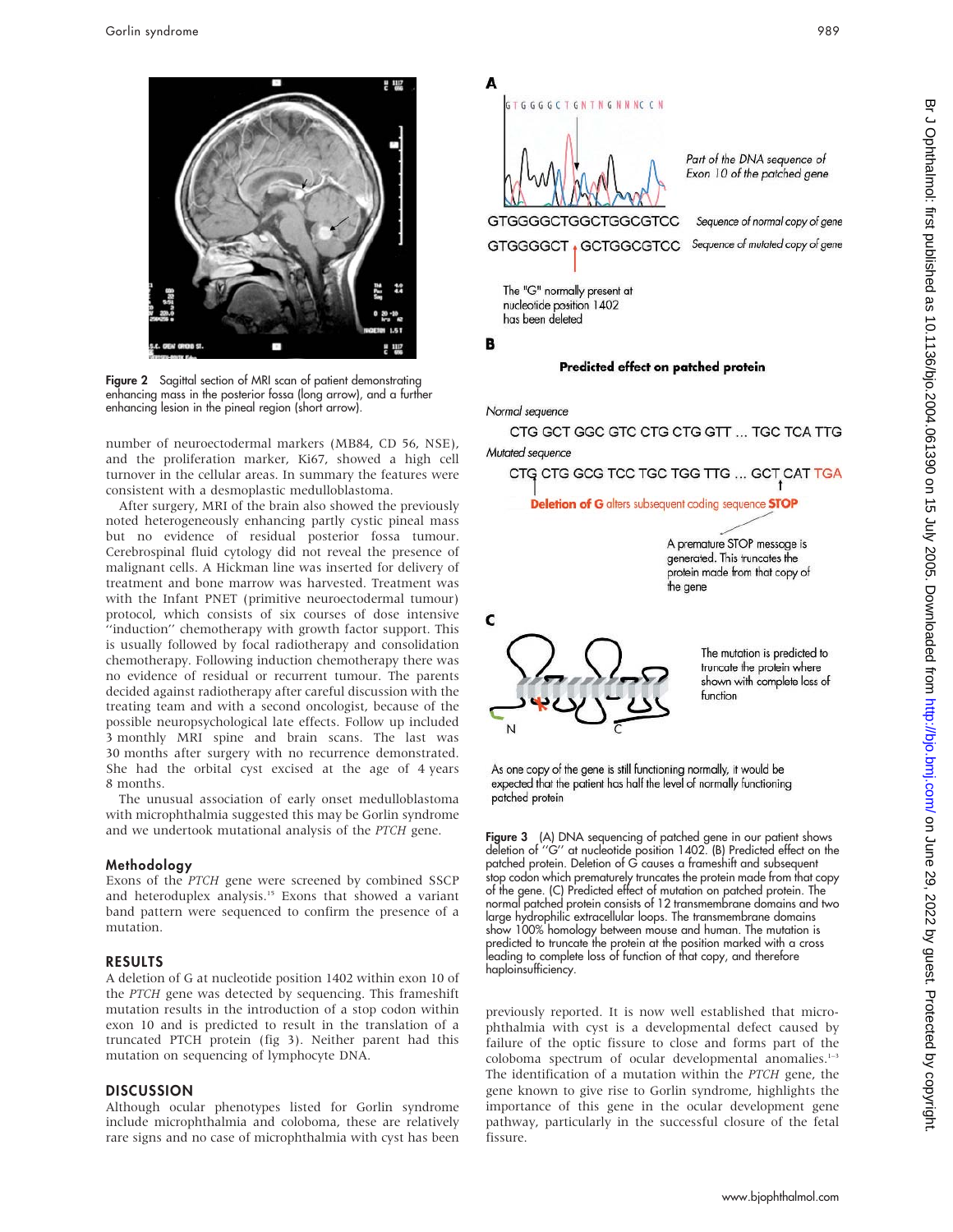Figure 2 Sagittal section of MRI scan of patient demonstrating enhancing mass in the posterior fossa (long arrow), and a further enhancing lesion in the pineal region (short arrow).

number of neuroectodermal markers (MB84, CD 56, NSE), and the proliferation marker, Ki67, showed a high cell turnover in the cellular areas. In summary the features were consistent with a desmoplastic medulloblastoma.

After surgery, MRI of the brain also showed the previously noted heterogeneously enhancing partly cystic pineal mass but no evidence of residual posterior fossa tumour. Cerebrospinal fluid cytology did not reveal the presence of malignant cells. A Hickman line was inserted for delivery of treatment and bone marrow was harvested. Treatment was with the Infant PNET (primitive neuroectodermal tumour) protocol, which consists of six courses of dose intensive ''induction'' chemotherapy with growth factor support. This is usually followed by focal radiotherapy and consolidation chemotherapy. Following induction chemotherapy there was no evidence of residual or recurrent tumour. The parents decided against radiotherapy after careful discussion with the treating team and with a second oncologist, because of the possible neuropsychological late effects. Follow up included 3 monthly MRI spine and brain scans. The last was 30 months after surgery with no recurrence demonstrated. She had the orbital cyst excised at the age of 4 years 8 months.

The unusual association of early onset medulloblastoma with microphthalmia suggested this may be Gorlin syndrome and we undertook mutational analysis of the *PTCH* gene.

## Methodology

Exons of the *PTCH* gene were screened by combined SSCP and heteroduplex analysis.[15] Exons that showed a variant band pattern were sequenced to confirm the presence of a mutation.

## RESULTS

A deletion of G at nucleotide position 1402 within exon 10 of the *PTCH* gene was detected by sequencing. This frameshift mutation results in the introduction of a stop codon within exon 10 and is predicted to result in the translation of a truncated PTCH protein (fig 3). Neither parent had this mutation on sequencing of lymphocyte DNA.

## DISCUSSION

Although ocular phenotypes listed for Gorlin syndrome include microphthalmia and coloboma, these are relatively rare signs and no case of microphthalmia with cyst has been previously reported. It is now well established that microphthalmia with cyst is a developmental defect caused by failure of the optic fissure to close and forms part of the coloboma spectrum of ocular developmental anomalies.[1–3] The identification of a mutation within the *PTCH* gene, the gene known to give rise to Gorlin syndrome, highlights the importance of this gene in the ocular development gene pathway, particularly in the successful closure of the fetal fissure.

**A**

Part of the DNA sequence of Exon 10 of the patched gene

GTGGGGCTGGCTGGCGTCC Sequence of normal copy of gene

GTGGGGCT GCTGGCGTCC Sequence of mutated copy of gene

The "G" normally present at nucleotide position 1402 has been deleted

**B**

**Predicted effect on patched protein**

*Normal sequence*

CTG GCT GGC GTC CTG CTG GTT ... TGC TCA TTG

*Mutated sequence*

CTG CTG GCG TCC TGC TGG TTG ... GCT CAT TGA

**Deletion of G** alters subsequent coding sequence **STOP**

A premature STOP message is generated. This truncates the protein made from that copy of the gene

**C**

The mutation is predicted to truncate the protein where shown with complete loss of function

As one copy of the gene is still functioning normally, it would be expected that the patient has half the level of normally functioning patched protein

Figure 3 (A) DNA sequencing of patched gene in our patient shows deletion of ''G'' at nucleotide position 1402. (B) Predicted effect on the patched protein. Deletion of G causes a frameshift and subsequent stop codon which prematurely truncates the protein made from that copy of the gene. (C) Predicted effect of mutation on patched protein. The normal patched protein consists of 12 transmembrane domains and two large hydrophilic extracellular loops. The transmembrane domains show 100% homology between mouse and human. The mutation is predicted to truncate the protein at the position marked with a cross leading to complete loss of function of that copy, and therefore haploinsufficiency.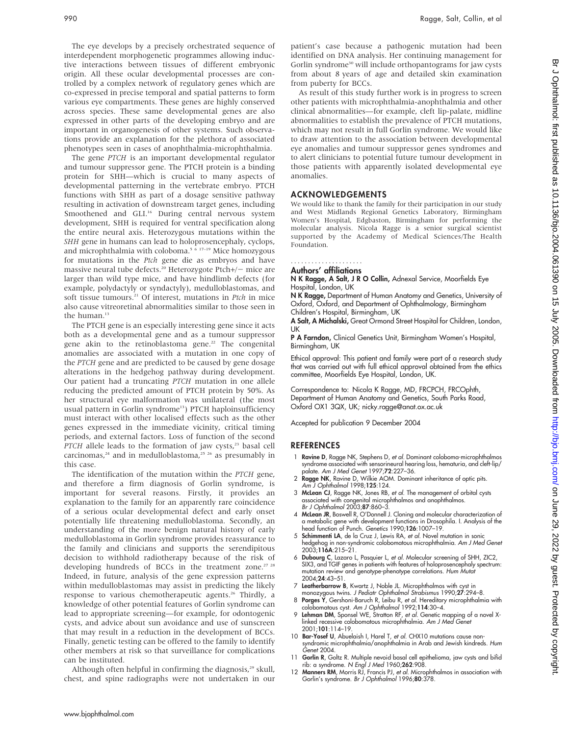The eye develops by a precisely orchestrated sequence of interdependent morphogenetic programmes allowing inductive interactions between tissues of different embryonic origin. All these ocular developmental processes are controlled by a complex network of regulatory genes which are co-expressed in precise temporal and spatial patterns to form various eye compartments. These genes are highly conserved across species. These same developmental genes are also expressed in other parts of the developing embryo and are important in organogenesis of other systems. Such observations provide an explanation for the plethora of associated phenotypes seen in cases of anophthalmia-microphthalmia.

The gene *PTCH* is an important developmental regulator and tumour suppressor gene. The PTCH protein is a binding protein for SHH—which is crucial to many aspects of developmental patterning in the vertebrate embryo. PTCH functions with SHH as part of a dosage sensitive pathway resulting in activation of downstream target genes, including Smoothened and GLI.[16] During central nervous system development, SHH is required for ventral specification along the entire neural axis. Heterozygous mutations within the *SHH* gene in humans can lead to holoprosencephaly, cyclops, and microphthalmia with coloboma.[5 6 17–19] Mice homozygous for mutations in the *Ptch* gene die as embryos and have massive neural tube defects.[20] Heterozygote Ptch+/− mice are larger than wild type mice, and have hindlimb defects (for example, polydactyly or syndactyly), medulloblastomas, and soft tissue tumours.[21] Of interest, mutations in *Ptch* in mice also cause vitreoretinal abnormalities similar to those seen in the human.[13]

The PTCH gene is an especially interesting gene since it acts both as a developmental gene and as a tumour suppressor gene akin to the retinoblastoma gene.[22] The congenital anomalies are associated with a mutation in one copy of the *PTCH* gene and are predicted to be caused by gene dosage alterations in the hedgehog pathway during development. Our patient had a truncating *PTCH* mutation in one allele reducing the predicted amount of PTCH protein by 50%. As her structural eye malformation was unilateral (the most usual pattern in Gorlin syndrome[13]) PTCH haploinsufficiency must interact with other localised effects such as the other genes expressed in the immediate vicinity, critical timing periods, and external factors. Loss of function of the second *PTCH* allele leads to the formation of jaw cysts,[23] basal cell carcinomas,[24] and in medulloblastoma,[25 26] as presumably in this case.

The identification of the mutation within the *PTCH* gene, and therefore a firm diagnosis of Gorlin syndrome, is important for several reasons. Firstly, it provides an explanation to the family for an apparently rare coincidence of a serious ocular developmental defect and early onset potentially life threatening medulloblastoma. Secondly, an understanding of the more benign natural history of early medulloblastoma in Gorlin syndrome provides reassurance to the family and clinicians and supports the serendipitous decision to withhold radiotherapy because of the risk of developing hundreds of BCCs in the treatment zone.[27 28] Indeed, in future, analysis of the gene expression patterns within medulloblastomas may assist in predicting the likely response to various chemotherapeutic agents.[26] Thirdly, a knowledge of other potential features of Gorlin syndrome can lead to appropriate screening—for example, for odontogenic cysts, and advice about sun avoidance and use of sunscreen that may result in a reduction in the development of BCCs. Finally, genetic testing can be offered to the family to identify other members at risk so that surveillance for complications can be instituted.

Although often helpful in confirming the diagnosis,[29] skull, chest, and spine radiographs were not undertaken in our patient's case because a pathogenic mutation had been identified on DNA analysis. Her continuing management for Gorlin syndrome[30] will include orthopantograms for jaw cysts from about 8 years of age and detailed skin examination from puberty for BCCs.

As result of this study further work is in progress to screen other patients with microphthalmia-anophthalmia and other clinical abnormalities—for example, cleft lip-palate, midline abnormalities to establish the prevalence of PTCH mutations, which may not result in full Gorlin syndrome. We would like to draw attention to the association between developmental eye anomalies and tumour suppressor genes syndromes and to alert clinicians to potential future tumour development in those patients with apparently isolated developmental eye anomalies.

## ACKNOWLEDGEMENTS

We would like to thank the family for their participation in our study and West Midlands Regional Genetics Laboratory, Birmingham Women's Hospital, Edgbaston, Birmingham for performing the molecular analysis. Nicola Ragge is a senior surgical scientist supported by the Academy of Medical Sciences/The Health Foundation.

### Authors' affiliations

**N K Ragge, A Salt, J R O Collin,** Adnexal Service, Moorfields Eye Hospital, London, UK

**N K Ragge,** Department of Human Anatomy and Genetics, University of Oxford, Oxford, and Department of Ophthalmology, Birmingham Children's Hospital, Birmingham, UK

**A Salt, A Michalski,** Great Ormond Street Hospital for Children, London, UK

**P A Farndon,** Clinical Genetics Unit, Birmingham Women's Hospital, Birmingham, UK

Ethical approval: This patient and family were part of a research study that was carried out with full ethical approval obtained from the ethics committee, Moorfields Eye Hospital, London, UK.

Correspondence to: Nicola K Ragge, MD, FRCPCH, FRCOphth, Department of Human Anatomy and Genetics, South Parks Road, Oxford OX1 3QX, UK; nicky.ragge@anat.ox.ac.uk

Accepted for publication 9 December 2004

## REFERENCES

1. **Ravine D**, Ragge NK, Stephens D, *et al.* Dominant coloboma-microphthalmos syndrome associated with sensorineural hearing loss, hematuria, and cleft-lip/palate. *Am J Med Genet* 1997;**72**:227–36.
2. **Ragge NK**, Ravine D, Wilkie AOM. Dominant inheritance of optic pits. *Am J Ophthalmol* 1998;**125**:124.
3. **McLean CJ**, Ragge NK, Jones RB, *et al.* The management of orbital cysts associated with congenital microphthalmos and anophthalmos. *Br J Ophthalmol* 2003;**87**:860–3.
4. **McLean JR**, Boswell R, O'Donnell J. Cloning and molecular characterization of a metabolic gene with developmental functions in Drosophila. I. Analysis of the head function of Punch. *Genetics* 1990;**126**:1007–19.
5. **Schimmenti LA**, de la Cruz J, Lewis RA, *et al.* Novel mutation in sonic hedgehog in non-syndromic colobomatous microphthalmia. *Am J Med Genet* 2003;**116A**:215–21.
6. **Dubourg C**, Lazaro L, Pasquier L, *et al.* Molecular screening of SHH, ZIC2, SIX3, and TGIF genes in patients with features of holoprosencephaly spectrum: mutation review and genotype-phenotype correlations. *Hum Mutat* 2004;**24**:43–51.
7. **Leatherbarrow B**, Kwartz J, Noble JL. Microphthalmos with cyst in monozygous twins. *J Pediatr Ophthalmol Strabismus* 1990;**27**:294–8.
8. **Porges Y**, Gershoni-Baruch R, Leibu R, *et al.* Hereditary microphthalmia with colobomatous cyst. *Am J Ophthalmol* 1992;**114**:30–4.
9. **Lehman DM**, Sponsel WE, Stratton RF, *et al.* Genetic mapping of a novel X-linked recessive colobomatous microphthalmia. *Am J Med Genet* 2001;**101**:114–19.
10. **Bar-Yosef U**, Abuelaish I, Harel T, *et al.* CHX10 mutations cause non-syndromic microphthalmia/anophthalmia in Arab and Jewish kindreds. *Hum Genet* 2004.
11. **Gorlin R**, Goltz R. Multiple nevoid basal cell epithelioma, jaw cysts and bifid rib: a syndrome. *N Engl J Med* 1960;**262**:908.
12. **Manners RM**, Morris RJ, Francis PJ, *et al.* Microphthalmos in association with Gorlin's syndrome. *Br J Ophthalmol* 1996;**80**:378.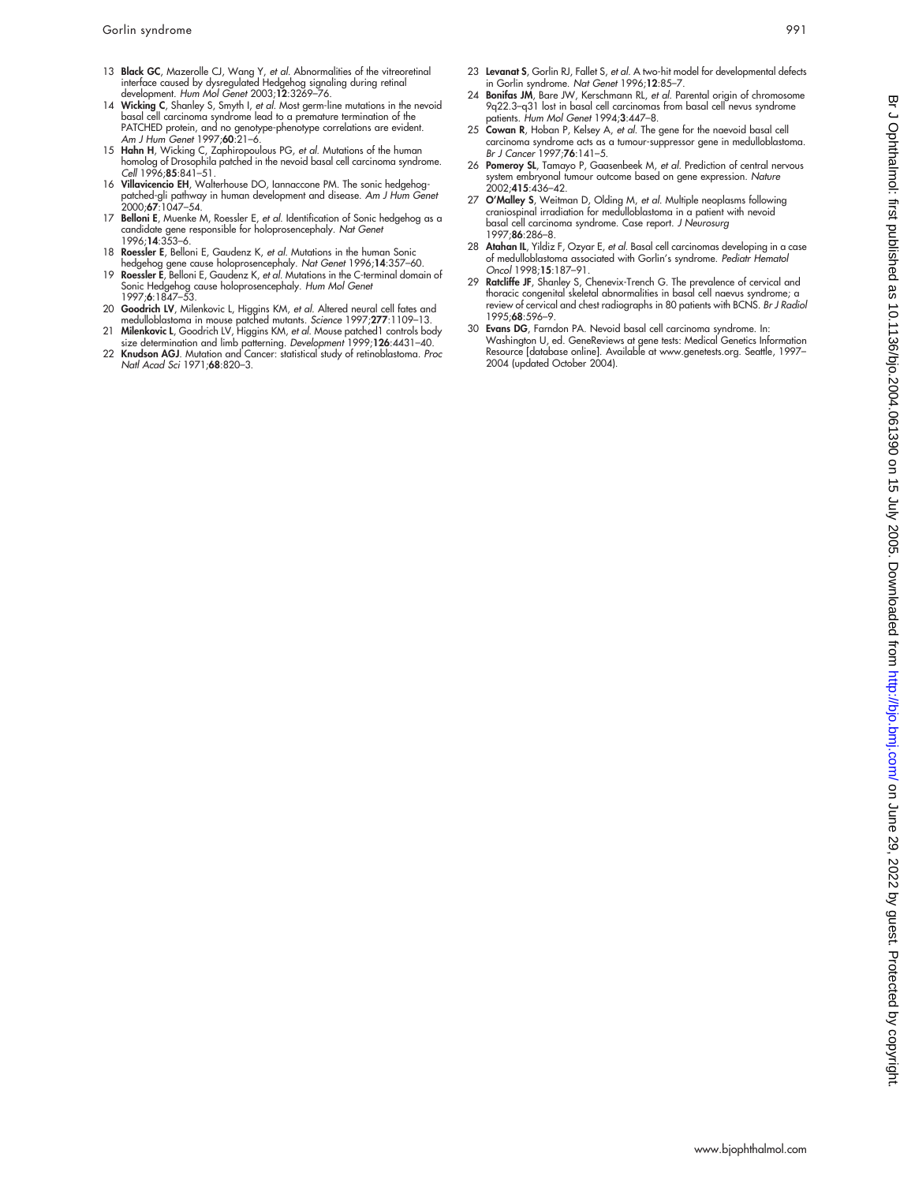13 **Black GC**, Mazerolle CJ, Wang Y, *et al*. Abnormalities of the vitreoretinal interface caused by dysregulated Hedgehog signaling during retinal development. *Hum Mol Genet* 2003;**12**:3269–76.

14 **Wicking C**, Shanley S, Smyth I, *et al*. Most germ-line mutations in the nevoid basal cell carcinoma syndrome lead to a premature termination of the PATCHED protein, and no genotype-phenotype correlations are evident. *Am J Hum Genet* 1997;**60**:21–6.

15 **Hahn H**, Wicking C, Zaphiropoulous PG, *et al*. Mutations of the human homolog of Drosophila patched in the nevoid basal cell carcinoma syndrome. *Cell* 1996;**85**:841–51.

16 **Villavicencio EH**, Walterhouse DO, Iannaccone PM. The sonic hedgehog-patched-gli pathway in human development and disease. *Am J Hum Genet* 2000;**67**:1047–54.

17 **Belloni E**, Muenke M, Roessler E, *et al*. Identification of Sonic hedgehog as a candidate gene responsible for holoprosencephaly. *Nat Genet* 1996;**14**:353–6.

18 **Roessler E**, Belloni E, Gaudenz K, *et al*. Mutations in the human Sonic hedgehog gene cause holoprosencephaly. *Nat Genet* 1996;**14**:357–60.

19 **Roessler E**, Belloni E, Gaudenz K, *et al*. Mutations in the C-terminal domain of Sonic Hedgehog cause holoprosencephaly. *Hum Mol Genet* 1997;**6**:1847–53.

20 **Goodrich LV**, Milenkovic L, Higgins KM, *et al*. Altered neural cell fates and medulloblastoma in mouse patched mutants. *Science* 1997;**277**:1109–13.

21 **Milenkovic L**, Goodrich LV, Higgins KM, *et al*. Mouse patched1 controls body size determination and limb patterning. *Development* 1999;**126**:4431–40.

22 **Knudson AGJ**. Mutation and Cancer: statistical study of retinoblastoma. *Proc Natl Acad Sci* 1971;**68**:820–3.

23 **Levanat S**, Gorlin RJ, Fallet S, *et al*. A two-hit model for developmental defects in Gorlin syndrome. *Nat Genet* 1996;**12**:85–7.

24 **Bonifas JM**, Bare JW, Kerschmann RL, *et al*. Parental origin of chromosome 9q22.3–q31 lost in basal cell carcinomas from basal cell nevus syndrome patients. *Hum Mol Genet* 1994;**3**:447–8.

25 **Cowan R**, Hoban P, Kelsey A, *et al*. The gene for the naevoid basal cell carcinoma syndrome acts as a tumour-suppressor gene in medulloblastoma. *Br J Cancer* 1997;**76**:141–5.

26 **Pomeroy SL**, Tamayo P, Gaasenbeek M, *et al*. Prediction of central nervous system embryonal tumour outcome based on gene expression. *Nature* 2002;**415**:436–42.

27 **O'Malley S**, Weitman D, Olding M, *et al*. Multiple neoplasms following craniospinal irradiation for medulloblastoma in a patient with nevoid basal cell carcinoma syndrome. Case report. *J Neurosurg* 1997;**86**:286–8.

28 **Atahan IL**, Yildiz F, Ozyar E, *et al*. Basal cell carcinomas developing in a case of medulloblastoma associated with Gorlin's syndrome. *Pediatr Hematol Oncol* 1998;**15**:187–91.

29 **Ratcliffe JF**, Shanley S, Chenevix-Trench G. The prevalence of cervical and thoracic congenital skeletal abnormalities in basal cell naevus syndrome; a review of cervical and chest radiographs in 80 patients with BCNS. *Br J Radiol* 1995;**68**:596–9.

30 **Evans DG**, Farndon PA. Nevoid basal cell carcinoma syndrome. In: Washington U, ed. GeneReviews at gene tests: Medical Genetics Information Resource [database online]. Available at www.genetests.org. Seattle, 1997–2004 (updated October 2004).